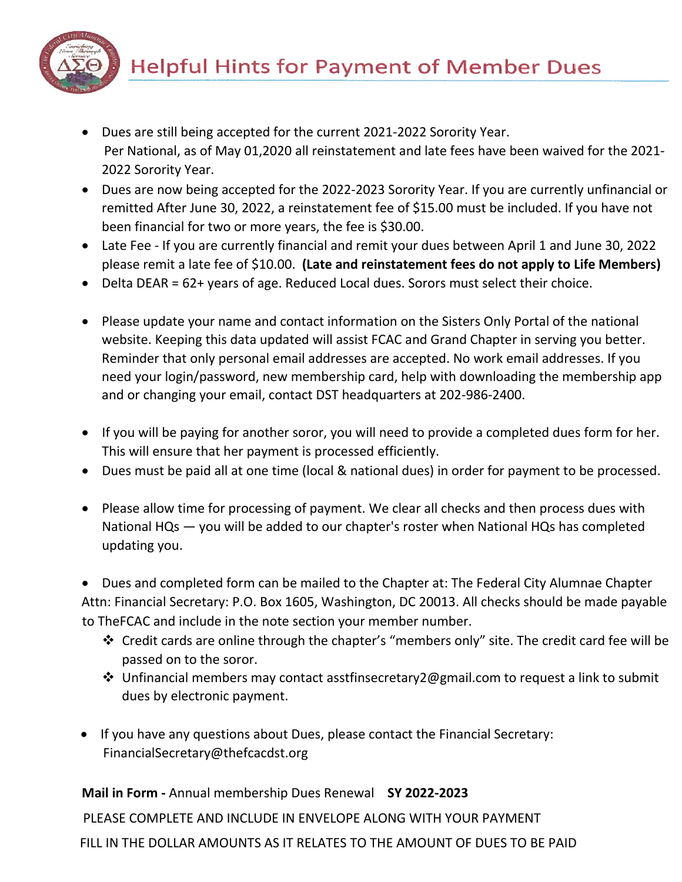# Helpful Hints for Payment of Member Dues

- Dues are still being accepted for the current 2021-2022 Sorority Year. Per National, as of May 01,2020 all reinstatement and late fees have been waived for the 2021-2022 Sorority Year.
- Dues are now being accepted for the 2022-2023 Sorority Year. If you are currently unfinancial or remitted After June 30, 2022, a reinstatement fee of $15.00 must be included. If you have not been financial for two or more years, the fee is $30.00.
- Late Fee - If you are currently financial and remit your dues between April 1 and June 30, 2022 please remit a late fee of $10.00. **(Late and reinstatement fees do not apply to Life Members)**
- Delta DEAR = 62+ years of age. Reduced Local dues. Sorors must select their choice.

- Please update your name and contact information on the Sisters Only Portal of the national website. Keeping this data updated will assist FCAC and Grand Chapter in serving you better. Reminder that only personal email addresses are accepted. No work email addresses. If you need your login/password, new membership card, help with downloading the membership app and or changing your email, contact DST headquarters at 202-986-2400.

- If you will be paying for another soror, you will need to provide a completed dues form for her. This will ensure that her payment is processed efficiently.
- Dues must be paid all at one time (local & national dues) in order for payment to be processed.

- Please allow time for processing of payment. We clear all checks and then process dues with National HQs — you will be added to our chapter's roster when National HQs has completed updating you.

- Dues and completed form can be mailed to the Chapter at: The Federal City Alumnae Chapter Attn: Financial Secretary: P.O. Box 1605, Washington, DC 20013. All checks should be made payable to TheFCAC and include in the note section your member number.
  - Credit cards are online through the chapter's "members only" site. The credit card fee will be passed on to the soror.
  - Unfinancial members may contact asstfinsecretary2@gmail.com to request a link to submit dues by electronic payment.

- If you have any questions about Dues, please contact the Financial Secretary: FinancialSecretary@thefcacdst.org

**Mail in Form -** Annual membership Dues Renewal **SY 2022-2023**

PLEASE COMPLETE AND INCLUDE IN ENVELOPE ALONG WITH YOUR PAYMENT

FILL IN THE DOLLAR AMOUNTS AS IT RELATES TO THE AMOUNT OF DUES TO BE PAID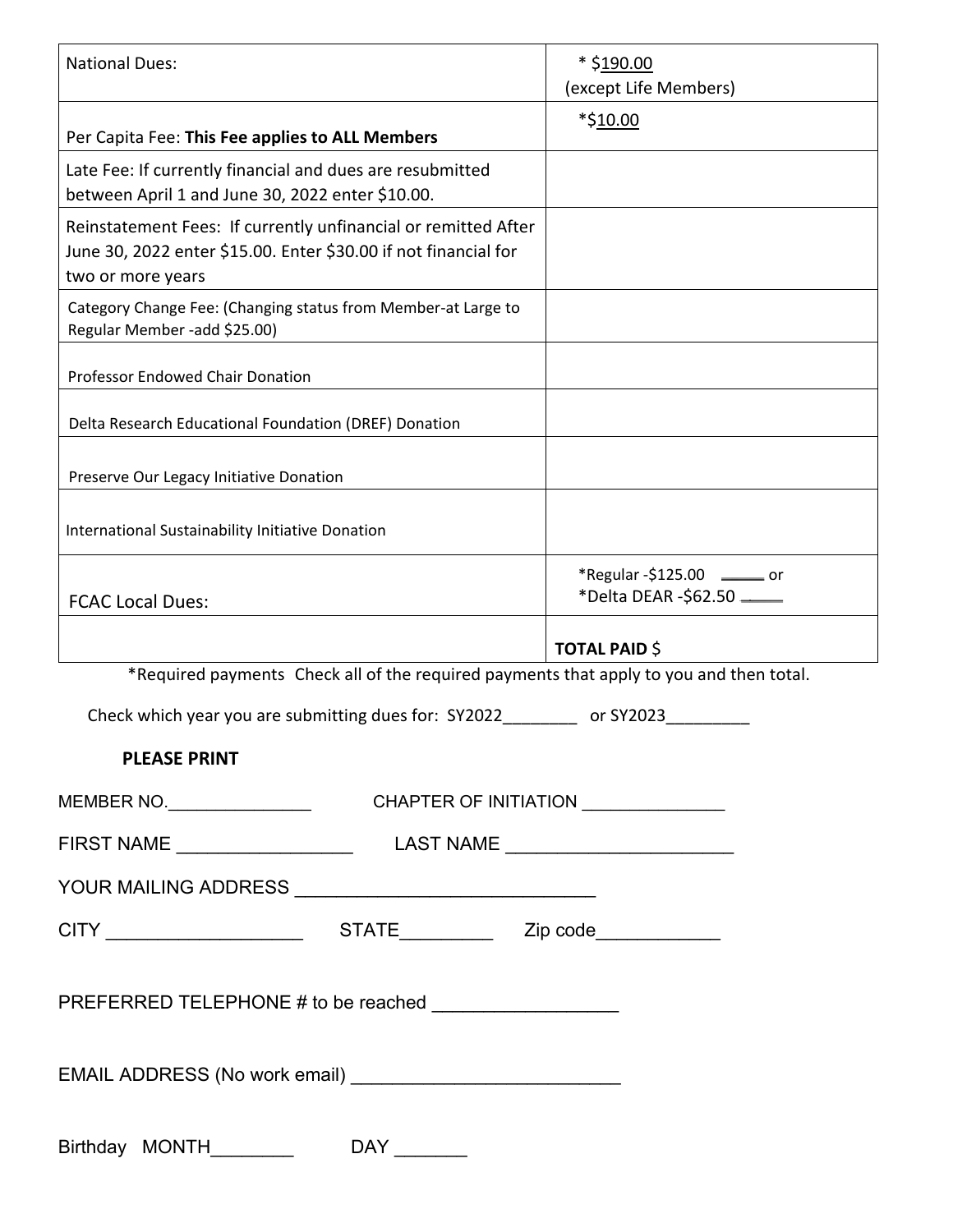| | |
|---|---|
| National Dues: | * $190.00 (except Life Members) |
| Per Capita Fee: **This Fee applies to ALL Members** | *$10.00 |
| Late Fee: If currently financial and dues are resubmitted between April 1 and June 30, 2022 enter $10.00. | |
| Reinstatement Fees: If currently unfinancial or remitted After June 30, 2022 enter $15.00. Enter $30.00 if not financial for two or more years | |
| Category Change Fee: (Changing status from Member-at Large to Regular Member -add $25.00) | |
| Professor Endowed Chair Donation | |
| Delta Research Educational Foundation (DREF) Donation | |
| Preserve Our Legacy Initiative Donation | |
| International Sustainability Initiative Donation | |
| FCAC Local Dues: | *Regular -$125.00 _____ or<br>*Delta DEAR -$62.50 _____ |
| | **TOTAL PAID** $ |

*Required payments Check all of the required payments that apply to you and then total.

Check which year you are submitting dues for: SY2022________ or SY2023_________

**PLEASE PRINT**

MEMBER NO._______________ CHAPTER OF INITIATION _______________

FIRST NAME __________________ LAST NAME _______________________

YOUR MAILING ADDRESS ______________________________

CITY ___________________ STATE_________ Zip code____________

PREFERRED TELEPHONE # to be reached __________________

EMAIL ADDRESS (No work email) __________________________

Birthday MONTH________ DAY _______